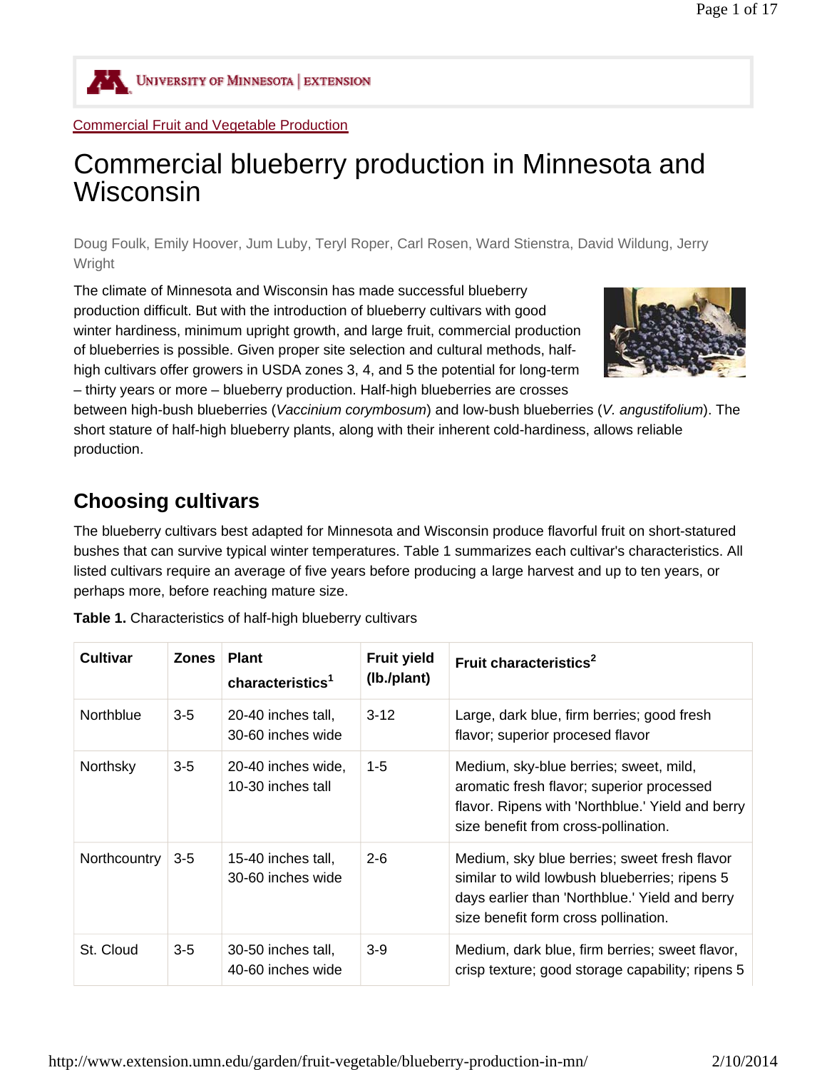Commercial Fruit and Vegetable Production

# Commercial blueberry production in Minnesota and Wisconsin

Doug Foulk, Emily Hoover, Jum Luby, Teryl Roper, Carl Rosen, Ward Stienstra, David Wildung, Jerry Wright

The climate of Minnesota and Wisconsin has made successful blueberry production difficult. But with the introduction of blueberry cultivars with good winter hardiness, minimum upright growth, and large fruit, commercial production of blueberries is possible. Given proper site selection and cultural methods, half-high cultivars offer growers in USDA zones 3, 4, and 5 the potential for long-term – thirty years or more – blueberry production. Half-high blueberries are crosses between high-bush blueberries (*Vaccinium corymbosum*) and low-bush blueberries (*V. angustifolium*). The short stature of half-high blueberry plants, along with their inherent cold-hardiness, allows reliable production.

## Choosing cultivars

The blueberry cultivars best adapted for Minnesota and Wisconsin produce flavorful fruit on short-statured bushes that can survive typical winter temperatures. Table 1 summarizes each cultivar's characteristics. All listed cultivars require an average of five years before producing a large harvest and up to ten years, or perhaps more, before reaching mature size.

**Table 1.** Characteristics of half-high blueberry cultivars

| Cultivar | Zones | Plant characteristics[1] | Fruit yield (lb./plant) | Fruit characteristics[2] |
|---|---|---|---|---|
| Northblue | 3-5 | 20-40 inches tall, 30-60 inches wide | 3-12 | Large, dark blue, firm berries; good fresh flavor; superior procesed flavor |
| Northsky | 3-5 | 20-40 inches wide, 10-30 inches tall | 1-5 | Medium, sky-blue berries; sweet, mild, aromatic fresh flavor; superior processed flavor. Ripens with 'Northblue.' Yield and berry size benefit from cross-pollination. |
| Northcountry | 3-5 | 15-40 inches tall, 30-60 inches wide | 2-6 | Medium, sky blue berries; sweet fresh flavor similar to wild lowbush blueberries; ripens 5 days earlier than 'Northblue.' Yield and berry size benefit form cross pollination. |
| St. Cloud | 3-5 | 30-50 inches tall, 40-60 inches wide | 3-9 | Medium, dark blue, firm berries; sweet flavor, crisp texture; good storage capability; ripens 5 |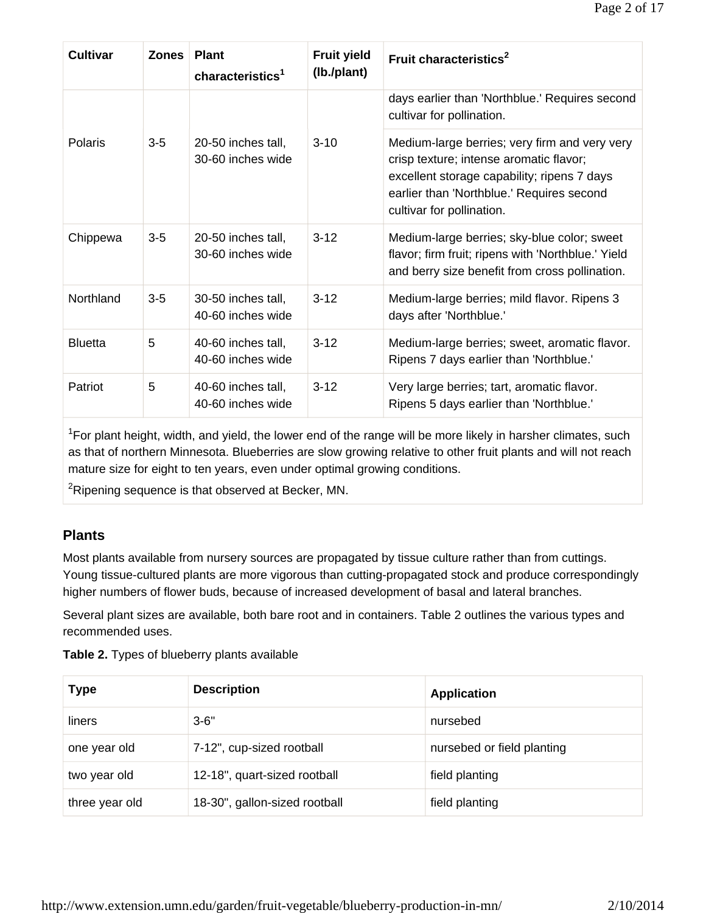| Cultivar | Zones | Plant characteristics[1] | Fruit yield (lb./plant) | Fruit characteristics[2] |
|---|---|---|---|---|
| | | | | days earlier than 'Northblue.' Requires second cultivar for pollination. |
| Polaris | 3-5 | 20-50 inches tall, 30-60 inches wide | 3-10 | Medium-large berries; very firm and very very crisp texture; intense aromatic flavor; excellent storage capability; ripens 7 days earlier than 'Northblue.' Requires second cultivar for pollination. |
| Chippewa | 3-5 | 20-50 inches tall, 30-60 inches wide | 3-12 | Medium-large berries; sky-blue color; sweet flavor; firm fruit; ripens with 'Northblue.' Yield and berry size benefit from cross pollination. |
| Northland | 3-5 | 30-50 inches tall, 40-60 inches wide | 3-12 | Medium-large berries; mild flavor. Ripens 3 days after 'Northblue.' |
| Bluetta | 5 | 40-60 inches tall, 40-60 inches wide | 3-12 | Medium-large berries; sweet, aromatic flavor. Ripens 7 days earlier than 'Northblue.' |
| Patriot | 5 | 40-60 inches tall, 40-60 inches wide | 3-12 | Very large berries; tart, aromatic flavor. Ripens 5 days earlier than 'Northblue.' |

[1]For plant height, width, and yield, the lower end of the range will be more likely in harsher climates, such as that of northern Minnesota. Blueberries are slow growing relative to other fruit plants and will not reach mature size for eight to ten years, even under optimal growing conditions.

[2]Ripening sequence is that observed at Becker, MN.

## Plants

Most plants available from nursery sources are propagated by tissue culture rather than from cuttings. Young tissue-cultured plants are more vigorous than cutting-propagated stock and produce correspondingly higher numbers of flower buds, because of increased development of basal and lateral branches.

Several plant sizes are available, both bare root and in containers. Table 2 outlines the various types and recommended uses.

**Table 2.** Types of blueberry plants available

| Type | Description | Application |
|---|---|---|
| liners | 3-6" | nursebed |
| one year old | 7-12", cup-sized rootball | nursebed or field planting |
| two year old | 12-18", quart-sized rootball | field planting |
| three year old | 18-30", gallon-sized rootball | field planting |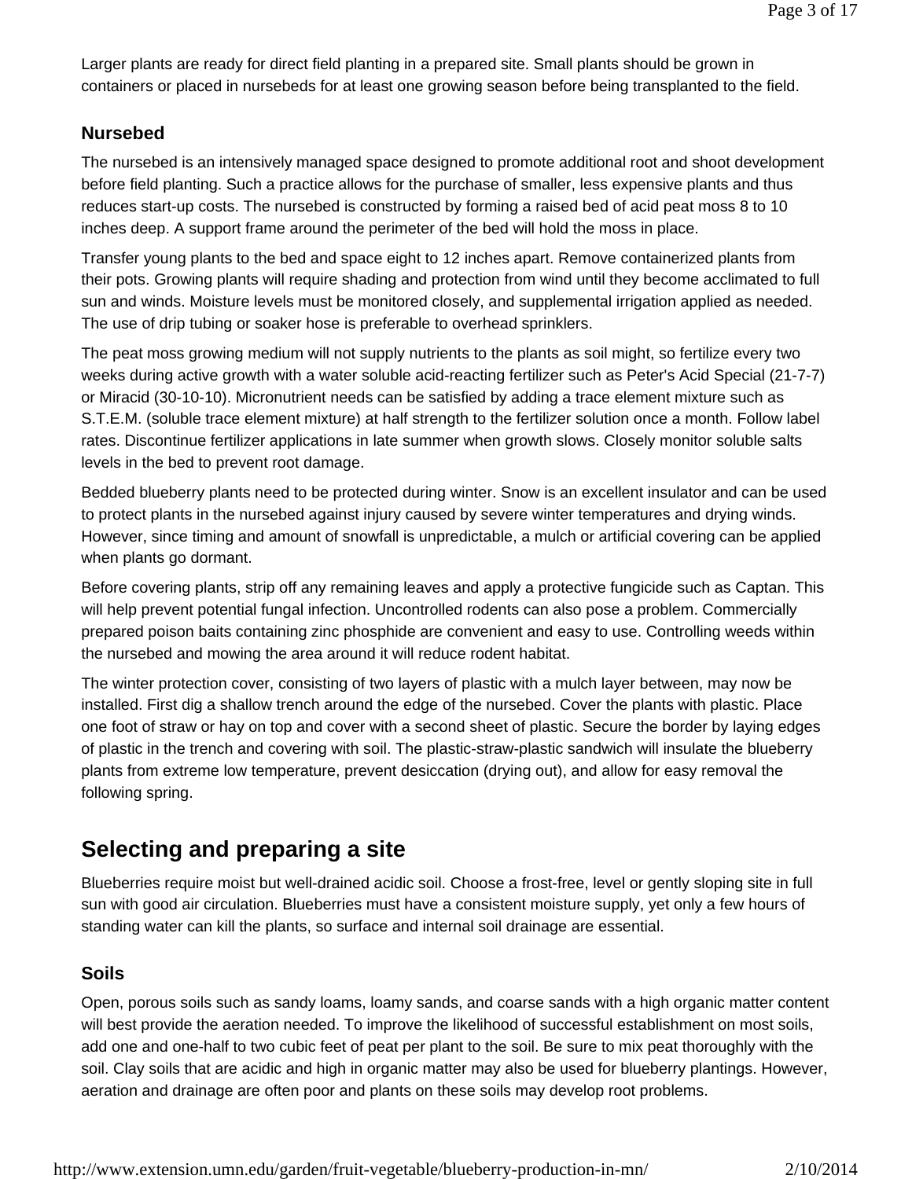Larger plants are ready for direct field planting in a prepared site. Small plants should be grown in containers or placed in nursebeds for at least one growing season before being transplanted to the field.

### Nursebed

The nursebed is an intensively managed space designed to promote additional root and shoot development before field planting. Such a practice allows for the purchase of smaller, less expensive plants and thus reduces start-up costs. The nursebed is constructed by forming a raised bed of acid peat moss 8 to 10 inches deep. A support frame around the perimeter of the bed will hold the moss in place.

Transfer young plants to the bed and space eight to 12 inches apart. Remove containerized plants from their pots. Growing plants will require shading and protection from wind until they become acclimated to full sun and winds. Moisture levels must be monitored closely, and supplemental irrigation applied as needed. The use of drip tubing or soaker hose is preferable to overhead sprinklers.

The peat moss growing medium will not supply nutrients to the plants as soil might, so fertilize every two weeks during active growth with a water soluble acid-reacting fertilizer such as Peter's Acid Special (21-7-7) or Miracid (30-10-10). Micronutrient needs can be satisfied by adding a trace element mixture such as S.T.E.M. (soluble trace element mixture) at half strength to the fertilizer solution once a month. Follow label rates. Discontinue fertilizer applications in late summer when growth slows. Closely monitor soluble salts levels in the bed to prevent root damage.

Bedded blueberry plants need to be protected during winter. Snow is an excellent insulator and can be used to protect plants in the nursebed against injury caused by severe winter temperatures and drying winds. However, since timing and amount of snowfall is unpredictable, a mulch or artificial covering can be applied when plants go dormant.

Before covering plants, strip off any remaining leaves and apply a protective fungicide such as Captan. This will help prevent potential fungal infection. Uncontrolled rodents can also pose a problem. Commercially prepared poison baits containing zinc phosphide are convenient and easy to use. Controlling weeds within the nursebed and mowing the area around it will reduce rodent habitat.

The winter protection cover, consisting of two layers of plastic with a mulch layer between, may now be installed. First dig a shallow trench around the edge of the nursebed. Cover the plants with plastic. Place one foot of straw or hay on top and cover with a second sheet of plastic. Secure the border by laying edges of plastic in the trench and covering with soil. The plastic-straw-plastic sandwich will insulate the blueberry plants from extreme low temperature, prevent desiccation (drying out), and allow for easy removal the following spring.

## Selecting and preparing a site

Blueberries require moist but well-drained acidic soil. Choose a frost-free, level or gently sloping site in full sun with good air circulation. Blueberries must have a consistent moisture supply, yet only a few hours of standing water can kill the plants, so surface and internal soil drainage are essential.

### Soils

Open, porous soils such as sandy loams, loamy sands, and coarse sands with a high organic matter content will best provide the aeration needed. To improve the likelihood of successful establishment on most soils, add one and one-half to two cubic feet of peat per plant to the soil. Be sure to mix peat thoroughly with the soil. Clay soils that are acidic and high in organic matter may also be used for blueberry plantings. However, aeration and drainage are often poor and plants on these soils may develop root problems.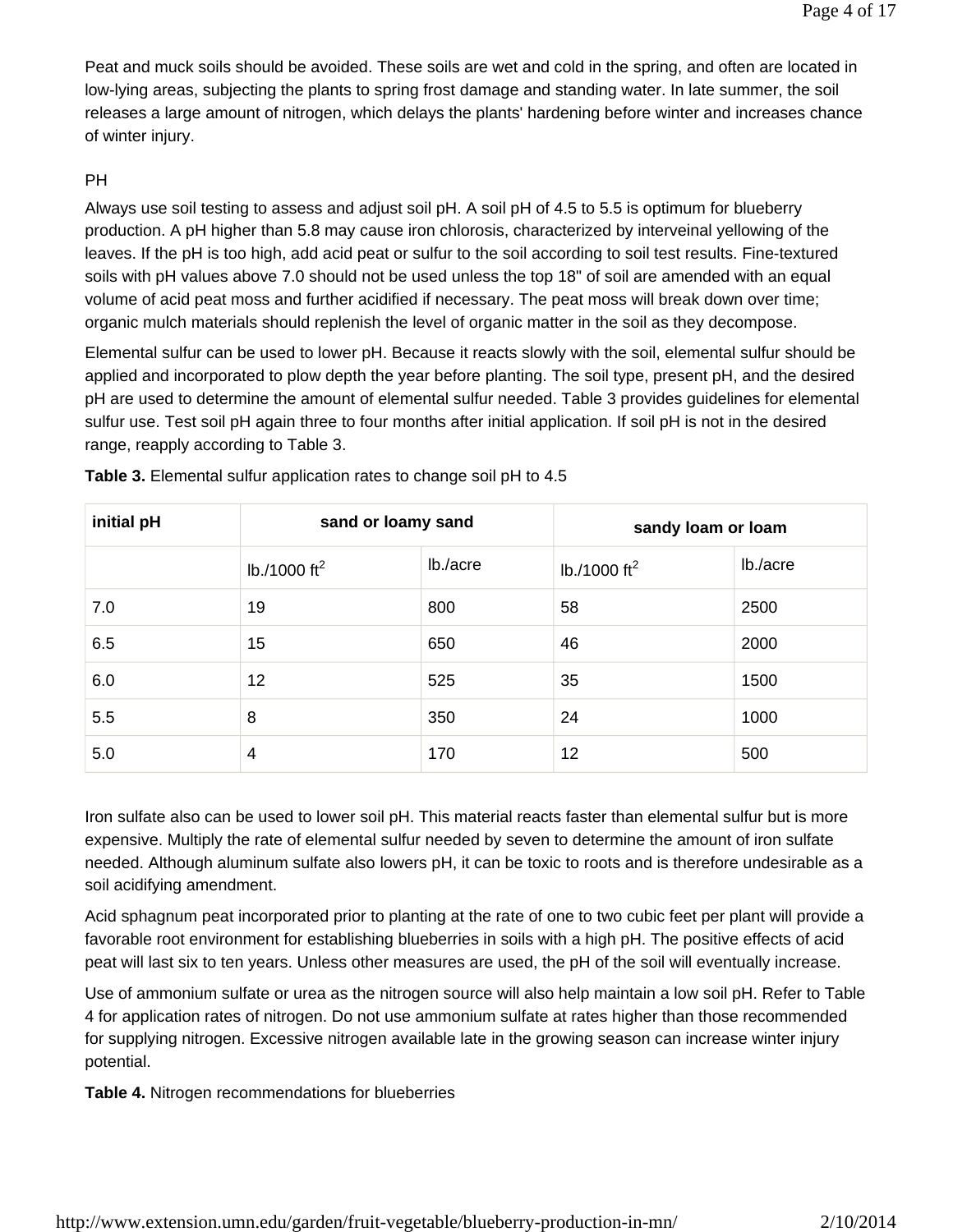Peat and muck soils should be avoided. These soils are wet and cold in the spring, and often are located in low-lying areas, subjecting the plants to spring frost damage and standing water. In late summer, the soil releases a large amount of nitrogen, which delays the plants' hardening before winter and increases chance of winter injury.

## PH

Always use soil testing to assess and adjust soil pH. A soil pH of 4.5 to 5.5 is optimum for blueberry production. A pH higher than 5.8 may cause iron chlorosis, characterized by interveinal yellowing of the leaves. If the pH is too high, add acid peat or sulfur to the soil according to soil test results. Fine-textured soils with pH values above 7.0 should not be used unless the top 18" of soil are amended with an equal volume of acid peat moss and further acidified if necessary. The peat moss will break down over time; organic mulch materials should replenish the level of organic matter in the soil as they decompose.

Elemental sulfur can be used to lower pH. Because it reacts slowly with the soil, elemental sulfur should be applied and incorporated to plow depth the year before planting. The soil type, present pH, and the desired pH are used to determine the amount of elemental sulfur needed. Table 3 provides guidelines for elemental sulfur use. Test soil pH again three to four months after initial application. If soil pH is not in the desired range, reapply according to Table 3.

**Table 3.** Elemental sulfur application rates to change soil pH to 4.5

| initial pH | sand or loamy sand | | sandy loam or loam | |
|---|---|---|---|---|
| | lb./1000 $ft^2$ | lb./acre | lb./1000 $ft^2$ | lb./acre |
| 7.0 | 19 | 800 | 58 | 2500 |
| 6.5 | 15 | 650 | 46 | 2000 |
| 6.0 | 12 | 525 | 35 | 1500 |
| 5.5 | 8 | 350 | 24 | 1000 |
| 5.0 | 4 | 170 | 12 | 500 |

Iron sulfate also can be used to lower soil pH. This material reacts faster than elemental sulfur but is more expensive. Multiply the rate of elemental sulfur needed by seven to determine the amount of iron sulfate needed. Although aluminum sulfate also lowers pH, it can be toxic to roots and is therefore undesirable as a soil acidifying amendment.

Acid sphagnum peat incorporated prior to planting at the rate of one to two cubic feet per plant will provide a favorable root environment for establishing blueberries in soils with a high pH. The positive effects of acid peat will last six to ten years. Unless other measures are used, the pH of the soil will eventually increase.

Use of ammonium sulfate or urea as the nitrogen source will also help maintain a low soil pH. Refer to Table 4 for application rates of nitrogen. Do not use ammonium sulfate at rates higher than those recommended for supplying nitrogen. Excessive nitrogen available late in the growing season can increase winter injury potential.

**Table 4.** Nitrogen recommendations for blueberries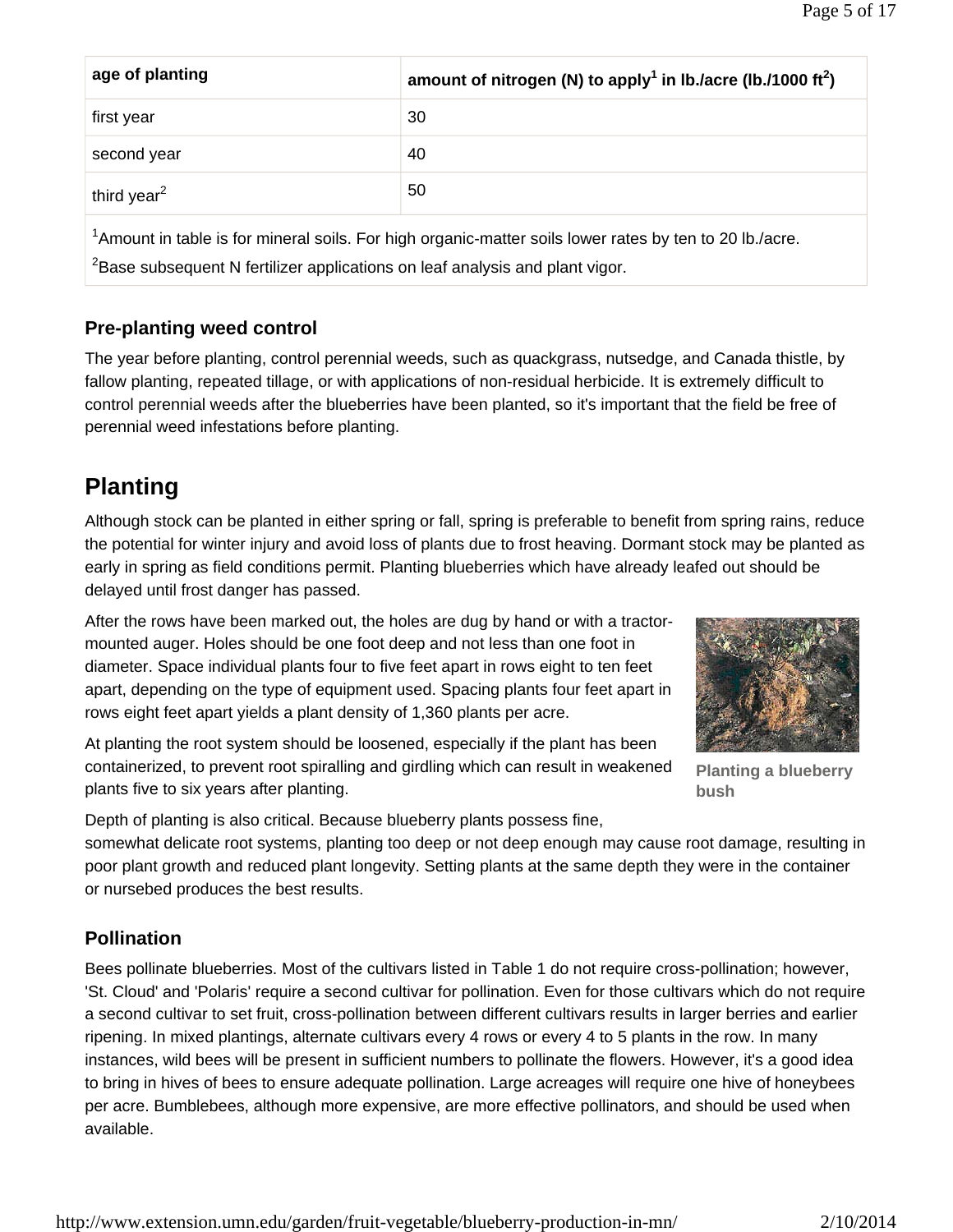| age of planting | amount of nitrogen (N) to apply[1] in lb./acre (lb./1000 $ft^2$) |
| --- | --- |
| first year | 30 |
| second year | 40 |
| third year[2] | 50 |

[1]Amount in table is for mineral soils. For high organic-matter soils lower rates by ten to 20 lb./acre.

[2]Base subsequent N fertilizer applications on leaf analysis and plant vigor.

### Pre-planting weed control

The year before planting, control perennial weeds, such as quackgrass, nutsedge, and Canada thistle, by fallow planting, repeated tillage, or with applications of non-residual herbicide. It is extremely difficult to control perennial weeds after the blueberries have been planted, so it's important that the field be free of perennial weed infestations before planting.

## Planting

Although stock can be planted in either spring or fall, spring is preferable to benefit from spring rains, reduce the potential for winter injury and avoid loss of plants due to frost heaving. Dormant stock may be planted as early in spring as field conditions permit. Planting blueberries which have already leafed out should be delayed until frost danger has passed.

After the rows have been marked out, the holes are dug by hand or with a tractor-mounted auger. Holes should be one foot deep and not less than one foot in diameter. Space individual plants four to five feet apart in rows eight to ten feet apart, depending on the type of equipment used. Spacing plants four feet apart in rows eight feet apart yields a plant density of 1,360 plants per acre.

At planting the root system should be loosened, especially if the plant has been containerized, to prevent root spiralling and girdling which can result in weakened plants five to six years after planting.

**Planting a blueberry bush**

Depth of planting is also critical. Because blueberry plants possess fine, somewhat delicate root systems, planting too deep or not deep enough may cause root damage, resulting in poor plant growth and reduced plant longevity. Setting plants at the same depth they were in the container or nursebed produces the best results.

### Pollination

Bees pollinate blueberries. Most of the cultivars listed in Table 1 do not require cross-pollination; however, 'St. Cloud' and 'Polaris' require a second cultivar for pollination. Even for those cultivars which do not require a second cultivar to set fruit, cross-pollination between different cultivars results in larger berries and earlier ripening. In mixed plantings, alternate cultivars every 4 rows or every 4 to 5 plants in the row. In many instances, wild bees will be present in sufficient numbers to pollinate the flowers. However, it's a good idea to bring in hives of bees to ensure adequate pollination. Large acreages will require one hive of honeybees per acre. Bumblebees, although more expensive, are more effective pollinators, and should be used when available.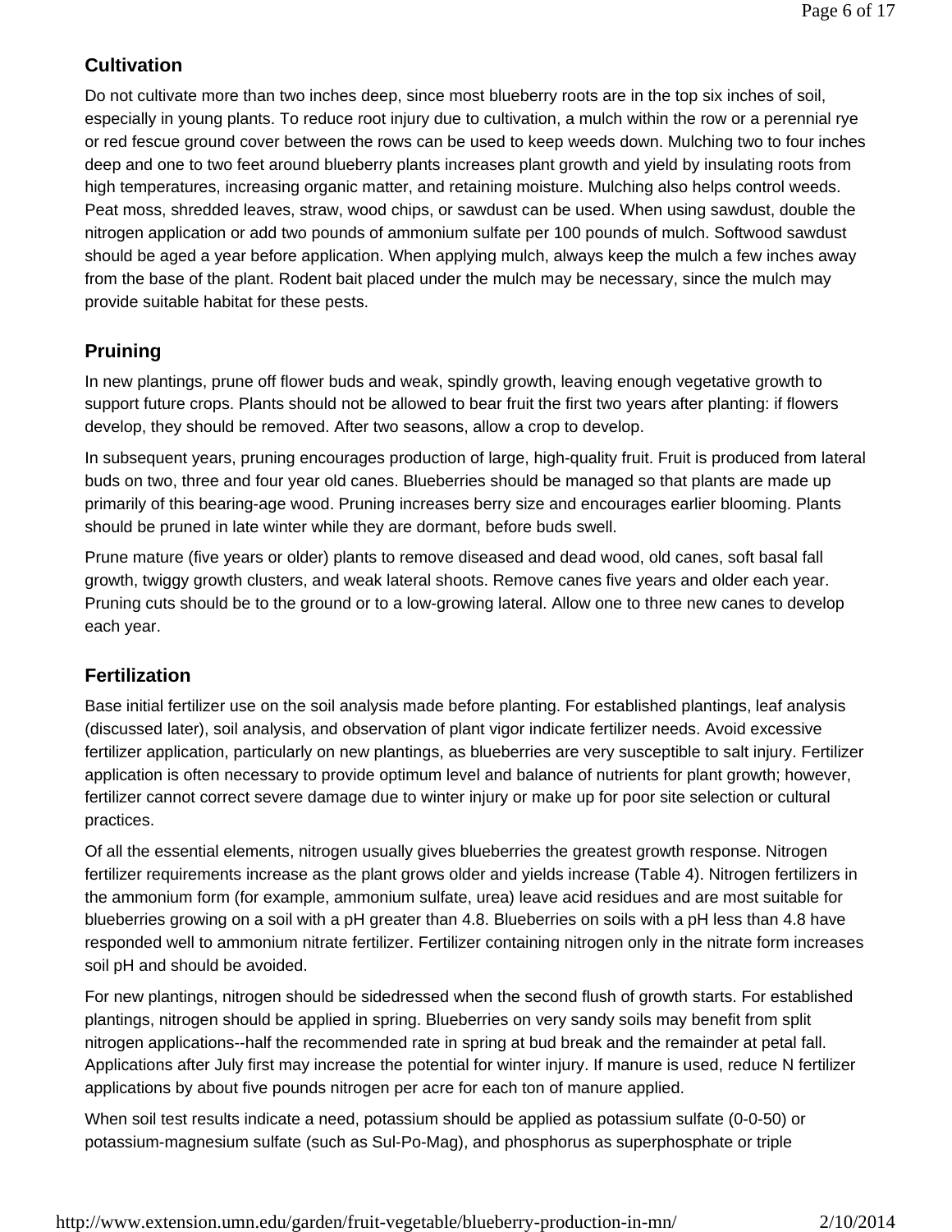## Cultivation

Do not cultivate more than two inches deep, since most blueberry roots are in the top six inches of soil, especially in young plants. To reduce root injury due to cultivation, a mulch within the row or a perennial rye or red fescue ground cover between the rows can be used to keep weeds down. Mulching two to four inches deep and one to two feet around blueberry plants increases plant growth and yield by insulating roots from high temperatures, increasing organic matter, and retaining moisture. Mulching also helps control weeds. Peat moss, shredded leaves, straw, wood chips, or sawdust can be used. When using sawdust, double the nitrogen application or add two pounds of ammonium sulfate per 100 pounds of mulch. Softwood sawdust should be aged a year before application. When applying mulch, always keep the mulch a few inches away from the base of the plant. Rodent bait placed under the mulch may be necessary, since the mulch may provide suitable habitat for these pests.

## Pruining

In new plantings, prune off flower buds and weak, spindly growth, leaving enough vegetative growth to support future crops. Plants should not be allowed to bear fruit the first two years after planting: if flowers develop, they should be removed. After two seasons, allow a crop to develop.

In subsequent years, pruning encourages production of large, high-quality fruit. Fruit is produced from lateral buds on two, three and four year old canes. Blueberries should be managed so that plants are made up primarily of this bearing-age wood. Pruning increases berry size and encourages earlier blooming. Plants should be pruned in late winter while they are dormant, before buds swell.

Prune mature (five years or older) plants to remove diseased and dead wood, old canes, soft basal fall growth, twiggy growth clusters, and weak lateral shoots. Remove canes five years and older each year. Pruning cuts should be to the ground or to a low-growing lateral. Allow one to three new canes to develop each year.

## Fertilization

Base initial fertilizer use on the soil analysis made before planting. For established plantings, leaf analysis (discussed later), soil analysis, and observation of plant vigor indicate fertilizer needs. Avoid excessive fertilizer application, particularly on new plantings, as blueberries are very susceptible to salt injury. Fertilizer application is often necessary to provide optimum level and balance of nutrients for plant growth; however, fertilizer cannot correct severe damage due to winter injury or make up for poor site selection or cultural practices.

Of all the essential elements, nitrogen usually gives blueberries the greatest growth response. Nitrogen fertilizer requirements increase as the plant grows older and yields increase (Table 4). Nitrogen fertilizers in the ammonium form (for example, ammonium sulfate, urea) leave acid residues and are most suitable for blueberries growing on a soil with a pH greater than 4.8. Blueberries on soils with a pH less than 4.8 have responded well to ammonium nitrate fertilizer. Fertilizer containing nitrogen only in the nitrate form increases soil pH and should be avoided.

For new plantings, nitrogen should be sidedressed when the second flush of growth starts. For established plantings, nitrogen should be applied in spring. Blueberries on very sandy soils may benefit from split nitrogen applications--half the recommended rate in spring at bud break and the remainder at petal fall. Applications after July first may increase the potential for winter injury. If manure is used, reduce N fertilizer applications by about five pounds nitrogen per acre for each ton of manure applied.

When soil test results indicate a need, potassium should be applied as potassium sulfate (0-0-50) or potassium-magnesium sulfate (such as Sul-Po-Mag), and phosphorus as superphosphate or triple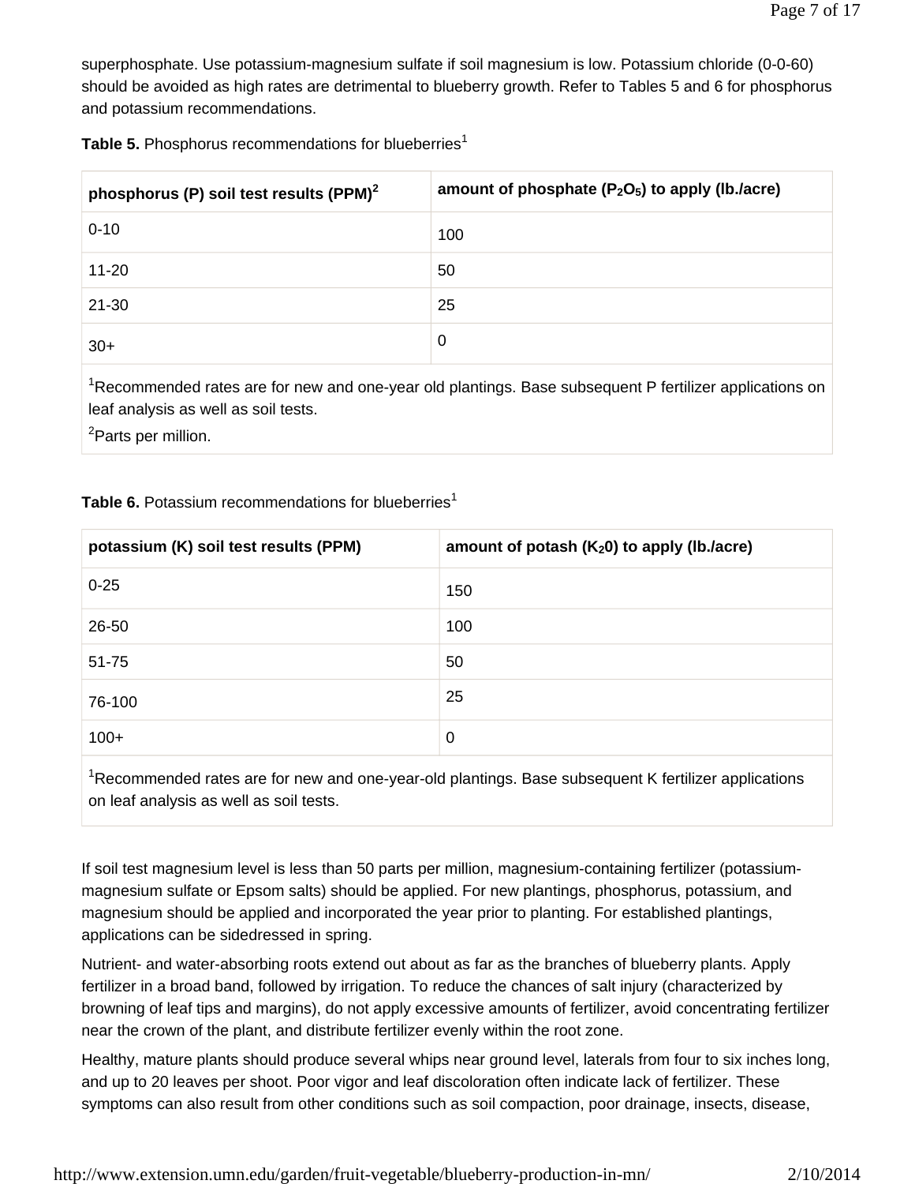superphosphate. Use potassium-magnesium sulfate if soil magnesium is low. Potassium chloride (0-0-60) should be avoided as high rates are detrimental to blueberry growth. Refer to Tables 5 and 6 for phosphorus and potassium recommendations.

**Table 5.** Phosphorus recommendations for blueberries[1]

| phosphorus (P) soil test results (PPM)[2] | amount of phosphate ($P_2O_5$) to apply (lb./acre) |
|---|---|
| 0-10 | 100 |
| 11-20 | 50 |
| 21-30 | 25 |
| 30+ | 0 |

[1]Recommended rates are for new and one-year old plantings. Base subsequent P fertilizer applications on leaf analysis as well as soil tests.

[2]Parts per million.

**Table 6.** Potassium recommendations for blueberries[1]

| potassium (K) soil test results (PPM) | amount of potash ($K_20$) to apply (lb./acre) |
|---|---|
| 0-25 | 150 |
| 26-50 | 100 |
| 51-75 | 50 |
| 76-100 | 25 |
| 100+ | 0 |

[1]Recommended rates are for new and one-year-old plantings. Base subsequent K fertilizer applications on leaf analysis as well as soil tests.

If soil test magnesium level is less than 50 parts per million, magnesium-containing fertilizer (potassium-magnesium sulfate or Epsom salts) should be applied. For new plantings, phosphorus, potassium, and magnesium should be applied and incorporated the year prior to planting. For established plantings, applications can be sidedressed in spring.

Nutrient- and water-absorbing roots extend out about as far as the branches of blueberry plants. Apply fertilizer in a broad band, followed by irrigation. To reduce the chances of salt injury (characterized by browning of leaf tips and margins), do not apply excessive amounts of fertilizer, avoid concentrating fertilizer near the crown of the plant, and distribute fertilizer evenly within the root zone.

Healthy, mature plants should produce several whips near ground level, laterals from four to six inches long, and up to 20 leaves per shoot. Poor vigor and leaf discoloration often indicate lack of fertilizer. These symptoms can also result from other conditions such as soil compaction, poor drainage, insects, disease,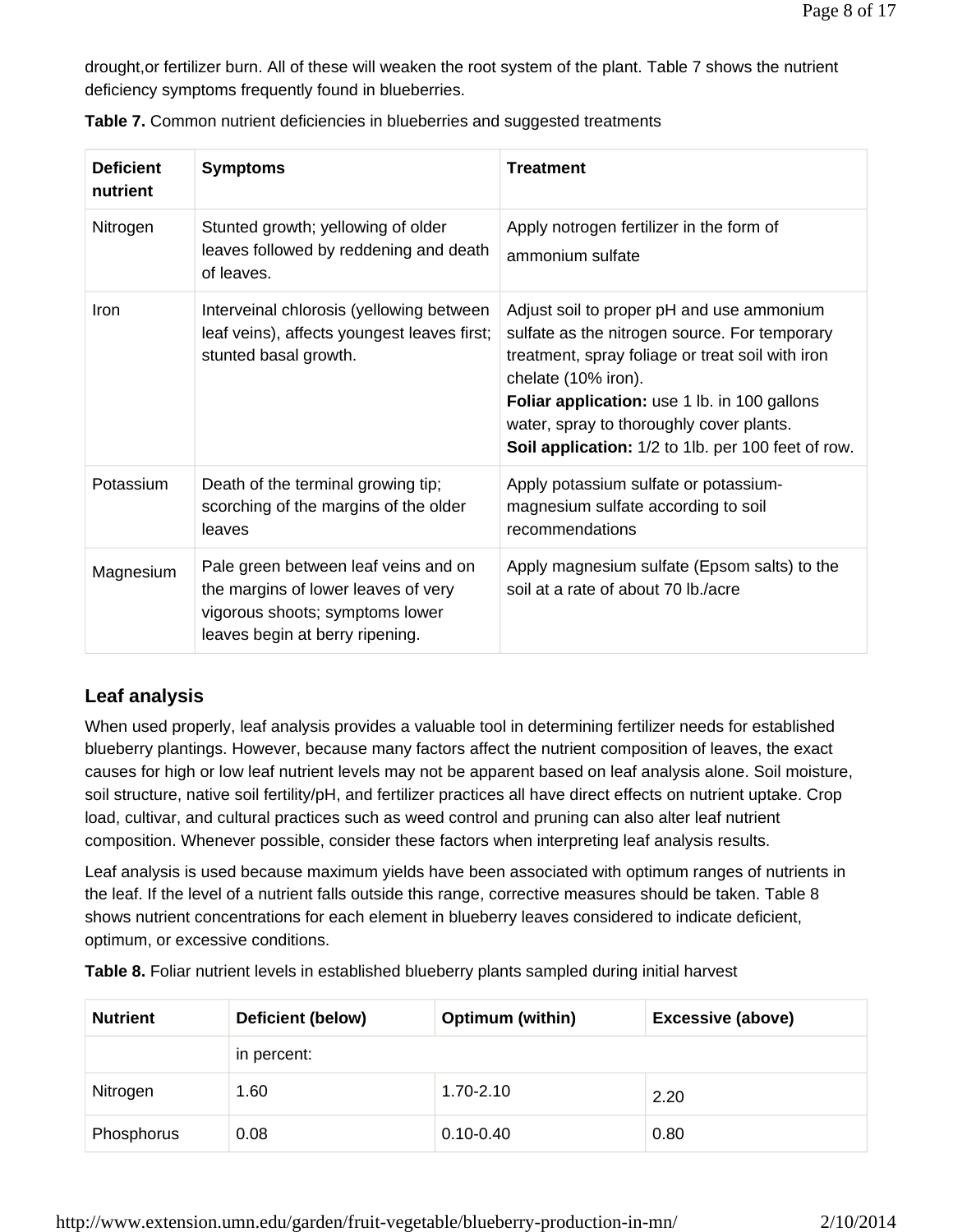drought,or fertilizer burn. All of these will weaken the root system of the plant. Table 7 shows the nutrient deficiency symptoms frequently found in blueberries.

**Table 7.** Common nutrient deficiencies in blueberries and suggested treatments

| **Deficient nutrient** | **Symptoms** | **Treatment** |
|---|---|---|
| Nitrogen | Stunted growth; yellowing of older leaves followed by reddening and death of leaves. | Apply notrogen fertilizer in the form of ammonium sulfate |
| Iron | Interveinal chlorosis (yellowing between leaf veins), affects youngest leaves first; stunted basal growth. | Adjust soil to proper pH and use ammonium sulfate as the nitrogen source. For temporary treatment, spray foliage or treat soil with iron chelate (10% iron).<br>**Foliar application:** use 1 lb. in 100 gallons water, spray to thoroughly cover plants.<br>**Soil application:** 1/2 to 1lb. per 100 feet of row. |
| Potassium | Death of the terminal growing tip; scorching of the margins of the older leaves | Apply potassium sulfate or potassium-magnesium sulfate according to soil recommendations |
| Magnesium | Pale green between leaf veins and on the margins of lower leaves of very vigorous shoots; symptoms lower leaves begin at berry ripening. | Apply magnesium sulfate (Epsom salts) to the soil at a rate of about 70 lb./acre |

## Leaf analysis

When used properly, leaf analysis provides a valuable tool in determining fertilizer needs for established blueberry plantings. However, because many factors affect the nutrient composition of leaves, the exact causes for high or low leaf nutrient levels may not be apparent based on leaf analysis alone. Soil moisture, soil structure, native soil fertility/pH, and fertilizer practices all have direct effects on nutrient uptake. Crop load, cultivar, and cultural practices such as weed control and pruning can also alter leaf nutrient composition. Whenever possible, consider these factors when interpreting leaf analysis results.

Leaf analysis is used because maximum yields have been associated with optimum ranges of nutrients in the leaf. If the level of a nutrient falls outside this range, corrective measures should be taken. Table 8 shows nutrient concentrations for each element in blueberry leaves considered to indicate deficient, optimum, or excessive conditions.

**Table 8.** Foliar nutrient levels in established blueberry plants sampled during initial harvest

| **Nutrient** | **Deficient (below)** | **Optimum (within)** | **Excessive (above)** |
|---|---|---|---|
| | in percent: | | |
| Nitrogen | 1.60 | 1.70-2.10 | 2.20 |
| Phosphorus | 0.08 | 0.10-0.40 | 0.80 |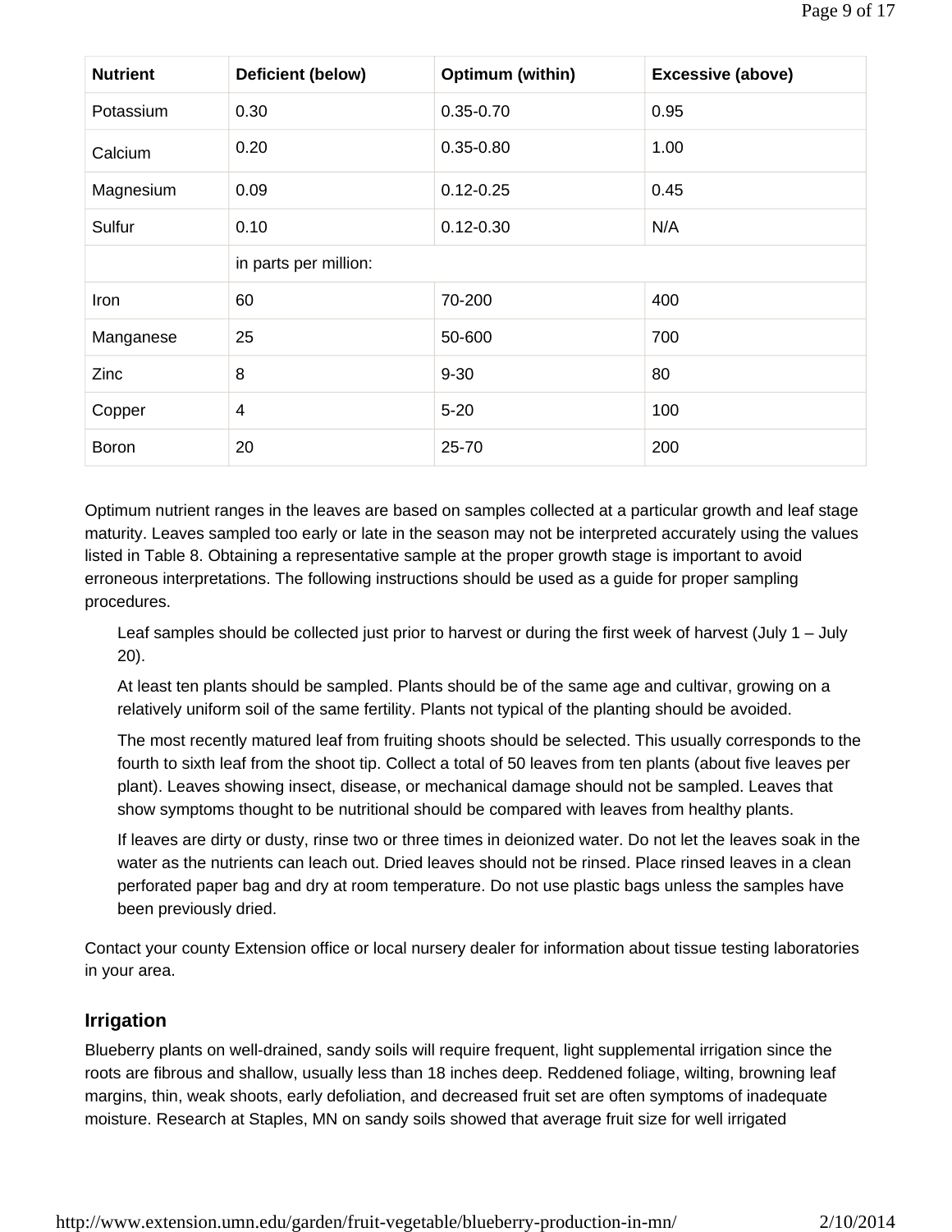| Nutrient | Deficient (below) | Optimum (within) | Excessive (above) |
| --- | --- | --- | --- |
| Potassium | 0.30 | 0.35-0.70 | 0.95 |
| Calcium | 0.20 | 0.35-0.80 | 1.00 |
| Magnesium | 0.09 | 0.12-0.25 | 0.45 |
| Sulfur | 0.10 | 0.12-0.30 | N/A |
| | in parts per million: | | |
| Iron | 60 | 70-200 | 400 |
| Manganese | 25 | 50-600 | 700 |
| Zinc | 8 | 9-30 | 80 |
| Copper | 4 | 5-20 | 100 |
| Boron | 20 | 25-70 | 200 |

Optimum nutrient ranges in the leaves are based on samples collected at a particular growth and leaf stage maturity. Leaves sampled too early or late in the season may not be interpreted accurately using the values listed in Table 8. Obtaining a representative sample at the proper growth stage is important to avoid erroneous interpretations. The following instructions should be used as a guide for proper sampling procedures.

Leaf samples should be collected just prior to harvest or during the first week of harvest (July 1 – July 20).

At least ten plants should be sampled. Plants should be of the same age and cultivar, growing on a relatively uniform soil of the same fertility. Plants not typical of the planting should be avoided.

The most recently matured leaf from fruiting shoots should be selected. This usually corresponds to the fourth to sixth leaf from the shoot tip. Collect a total of 50 leaves from ten plants (about five leaves per plant). Leaves showing insect, disease, or mechanical damage should not be sampled. Leaves that show symptoms thought to be nutritional should be compared with leaves from healthy plants.

If leaves are dirty or dusty, rinse two or three times in deionized water. Do not let the leaves soak in the water as the nutrients can leach out. Dried leaves should not be rinsed. Place rinsed leaves in a clean perforated paper bag and dry at room temperature. Do not use plastic bags unless the samples have been previously dried.

Contact your county Extension office or local nursery dealer for information about tissue testing laboratories in your area.

## Irrigation

Blueberry plants on well-drained, sandy soils will require frequent, light supplemental irrigation since the roots are fibrous and shallow, usually less than 18 inches deep. Reddened foliage, wilting, browning leaf margins, thin, weak shoots, early defoliation, and decreased fruit set are often symptoms of inadequate moisture. Research at Staples, MN on sandy soils showed that average fruit size for well irrigated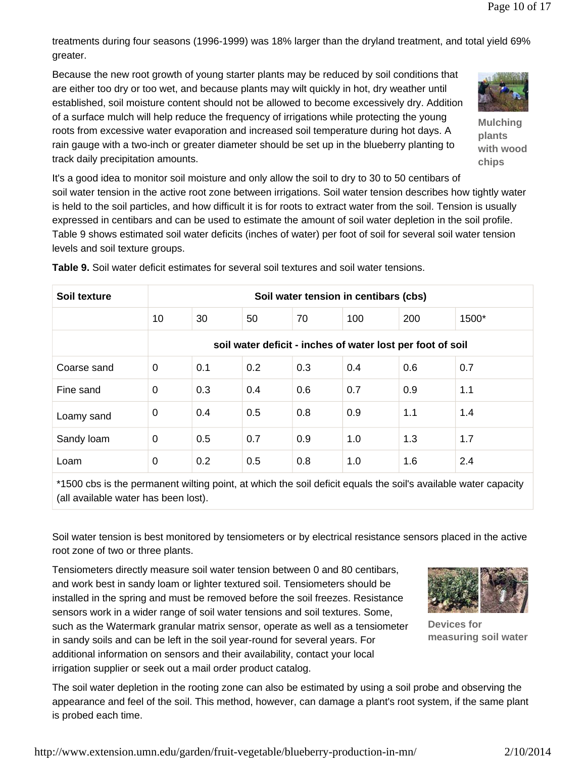treatments during four seasons (1996-1999) was 18% larger than the dryland treatment, and total yield 69% greater.

Because the new root growth of young starter plants may be reduced by soil conditions that are either too dry or too wet, and because plants may wilt quickly in hot, dry weather until established, soil moisture content should not be allowed to become excessively dry. Addition of a surface mulch will help reduce the frequency of irrigations while protecting the young roots from excessive water evaporation and increased soil temperature during hot days. A rain gauge with a two-inch or greater diameter should be set up in the blueberry planting to track daily precipitation amounts.

**Mulching plants with wood chips**

It's a good idea to monitor soil moisture and only allow the soil to dry to 30 to 50 centibars of soil water tension in the active root zone between irrigations. Soil water tension describes how tightly water is held to the soil particles, and how difficult it is for roots to extract water from the soil. Tension is usually expressed in centibars and can be used to estimate the amount of soil water depletion in the soil profile. Table 9 shows estimated soil water deficits (inches of water) per foot of soil for several soil water tension levels and soil texture groups.

**Table 9.** Soil water deficit estimates for several soil textures and soil water tensions.

| Soil texture | Soil water tension in centibars (cbs) | | | | | | |
|---|---|---|---|---|---|---|---|
| | 10 | 30 | 50 | 70 | 100 | 200 | 1500* |
| | soil water deficit - inches of water lost per foot of soil | | | | | | |
| Coarse sand | 0 | 0.1 | 0.2 | 0.3 | 0.4 | 0.6 | 0.7 |
| Fine sand | 0 | 0.3 | 0.4 | 0.6 | 0.7 | 0.9 | 1.1 |
| Loamy sand | 0 | 0.4 | 0.5 | 0.8 | 0.9 | 1.1 | 1.4 |
| Sandy loam | 0 | 0.5 | 0.7 | 0.9 | 1.0 | 1.3 | 1.7 |
| Loam | 0 | 0.2 | 0.5 | 0.8 | 1.0 | 1.6 | 2.4 |

*1500 cbs is the permanent wilting point, at which the soil deficit equals the soil's available water capacity (all available water has been lost).

Soil water tension is best monitored by tensiometers or by electrical resistance sensors placed in the active root zone of two or three plants.

Tensiometers directly measure soil water tension between 0 and 80 centibars, and work best in sandy loam or lighter textured soil. Tensiometers should be installed in the spring and must be removed before the soil freezes. Resistance sensors work in a wider range of soil water tensions and soil textures. Some, such as the Watermark granular matrix sensor, operate as well as a tensiometer in sandy soils and can be left in the soil year-round for several years. For additional information on sensors and their availability, contact your local irrigation supplier or seek out a mail order product catalog.

**Devices for measuring soil water**

The soil water depletion in the rooting zone can also be estimated by using a soil probe and observing the appearance and feel of the soil. This method, however, can damage a plant's root system, if the same plant is probed each time.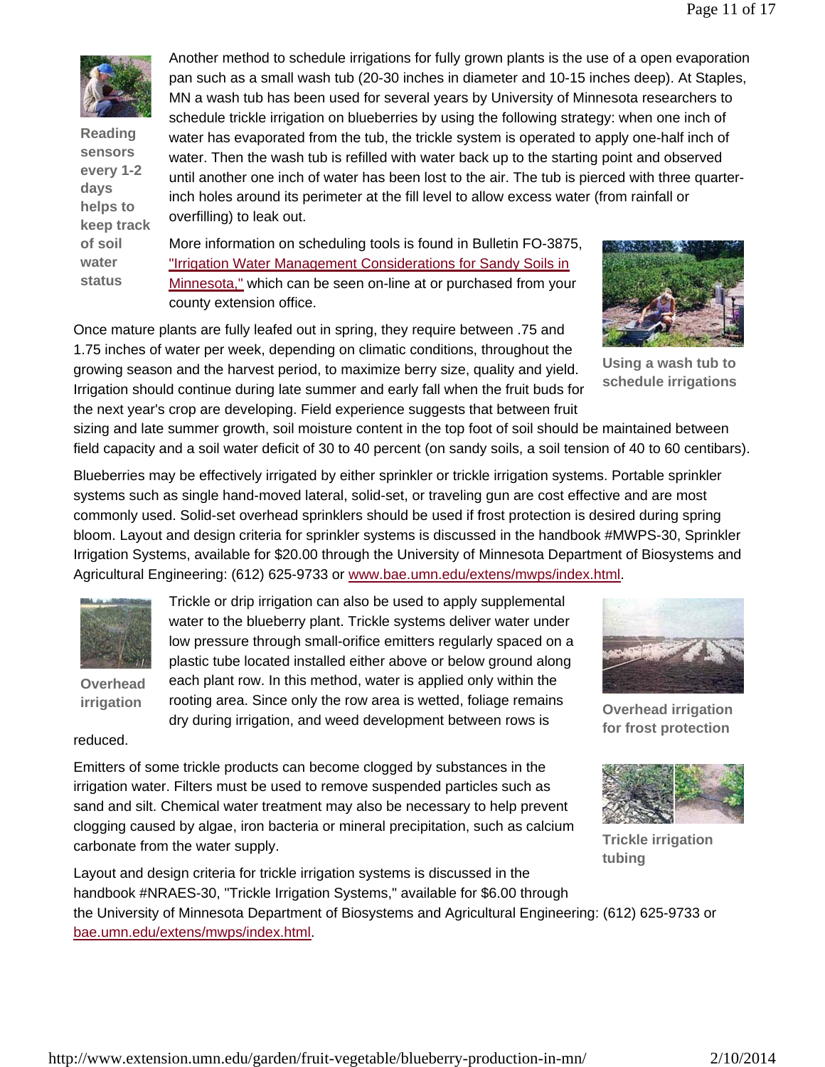Reading sensors every 1-2 days helps to keep track of soil water status

Another method to schedule irrigations for fully grown plants is the use of a open evaporation pan such as a small wash tub (20-30 inches in diameter and 10-15 inches deep). At Staples, MN a wash tub has been used for several years by University of Minnesota researchers to schedule trickle irrigation on blueberries by using the following strategy: when one inch of water has evaporated from the tub, the trickle system is operated to apply one-half inch of water. Then the wash tub is refilled with water back up to the starting point and observed until another one inch of water has been lost to the air. The tub is pierced with three quarter-inch holes around its perimeter at the fill level to allow excess water (from rainfall or overfilling) to leak out.

More information on scheduling tools is found in Bulletin FO-3875, "Irrigation Water Management Considerations for Sandy Soils in Minnesota," which can be seen on-line at or purchased from your county extension office.

Using a wash tub to schedule irrigations

Once mature plants are fully leafed out in spring, they require between .75 and 1.75 inches of water per week, depending on climatic conditions, throughout the growing season and the harvest period, to maximize berry size, quality and yield. Irrigation should continue during late summer and early fall when the fruit buds for the next year's crop are developing. Field experience suggests that between fruit sizing and late summer growth, soil moisture content in the top foot of soil should be maintained between field capacity and a soil water deficit of 30 to 40 percent (on sandy soils, a soil tension of 40 to 60 centibars).

Blueberries may be effectively irrigated by either sprinkler or trickle irrigation systems. Portable sprinkler systems such as single hand-moved lateral, solid-set, or traveling gun are cost effective and are most commonly used. Solid-set overhead sprinklers should be used if frost protection is desired during spring bloom. Layout and design criteria for sprinkler systems is discussed in the handbook #MWPS-30, Sprinkler Irrigation Systems, available for $20.00 through the University of Minnesota Department of Biosystems and Agricultural Engineering: (612) 625-9733 or www.bae.umn.edu/extens/mwps/index.html.

Overhead irrigation

Trickle or drip irrigation can also be used to apply supplemental water to the blueberry plant. Trickle systems deliver water under low pressure through small-orifice emitters regularly spaced on a plastic tube located installed either above or below ground along each plant row. In this method, water is applied only within the rooting area. Since only the row area is wetted, foliage remains dry during irrigation, and weed development between rows is reduced.

Overhead irrigation for frost protection

Emitters of some trickle products can become clogged by substances in the irrigation water. Filters must be used to remove suspended particles such as sand and silt. Chemical water treatment may also be necessary to help prevent clogging caused by algae, iron bacteria or mineral precipitation, such as calcium carbonate from the water supply.

Trickle irrigation tubing

Layout and design criteria for trickle irrigation systems is discussed in the handbook #NRAES-30, "Trickle Irrigation Systems," available for $6.00 through the University of Minnesota Department of Biosystems and Agricultural Engineering: (612) 625-9733 or bae.umn.edu/extens/mwps/index.html.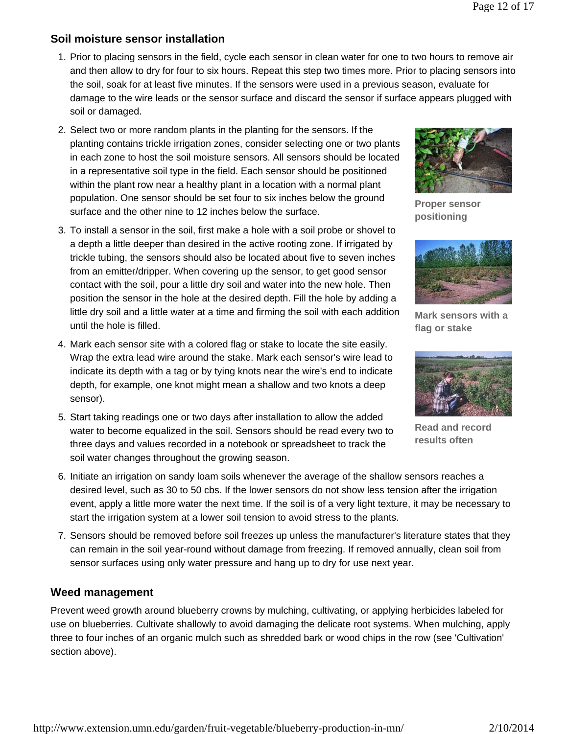## Soil moisture sensor installation

1. Prior to placing sensors in the field, cycle each sensor in clean water for one to two hours to remove air and then allow to dry for four to six hours. Repeat this step two times more. Prior to placing sensors into the soil, soak for at least five minutes. If the sensors were used in a previous season, evaluate for damage to the wire leads or the sensor surface and discard the sensor if surface appears plugged with soil or damaged.
2. Select two or more random plants in the planting for the sensors. If the planting contains trickle irrigation zones, consider selecting one or two plants in each zone to host the soil moisture sensors. All sensors should be located in a representative soil type in the field. Each sensor should be positioned within the plant row near a healthy plant in a location with a normal plant population. One sensor should be set four to six inches below the ground surface and the other nine to 12 inches below the surface.
3. To install a sensor in the soil, first make a hole with a soil probe or shovel to a depth a little deeper than desired in the active rooting zone. If irrigated by trickle tubing, the sensors should also be located about five to seven inches from an emitter/dripper. When covering up the sensor, to get good sensor contact with the soil, pour a little dry soil and water into the new hole. Then position the sensor in the hole at the desired depth. Fill the hole by adding a little dry soil and a little water at a time and firming the soil with each addition until the hole is filled.
4. Mark each sensor site with a colored flag or stake to locate the site easily. Wrap the extra lead wire around the stake. Mark each sensor's wire lead to indicate its depth with a tag or by tying knots near the wire's end to indicate depth, for example, one knot might mean a shallow and two knots a deep sensor).
5. Start taking readings one or two days after installation to allow the added water to become equalized in the soil. Sensors should be read every two to three days and values recorded in a notebook or spreadsheet to track the soil water changes throughout the growing season.
6. Initiate an irrigation on sandy loam soils whenever the average of the shallow sensors reaches a desired level, such as 30 to 50 cbs. If the lower sensors do not show less tension after the irrigation event, apply a little more water the next time. If the soil is of a very light texture, it may be necessary to start the irrigation system at a lower soil tension to avoid stress to the plants.
7. Sensors should be removed before soil freezes up unless the manufacturer's literature states that they can remain in the soil year-round without damage from freezing. If removed annually, clean soil from sensor surfaces using only water pressure and hang up to dry for use next year.

**Proper sensor positioning**

**Mark sensors with a flag or stake**

**Read and record results often**

## Weed management

Prevent weed growth around blueberry crowns by mulching, cultivating, or applying herbicides labeled for use on blueberries. Cultivate shallowly to avoid damaging the delicate root systems. When mulching, apply three to four inches of an organic mulch such as shredded bark or wood chips in the row (see 'Cultivation' section above).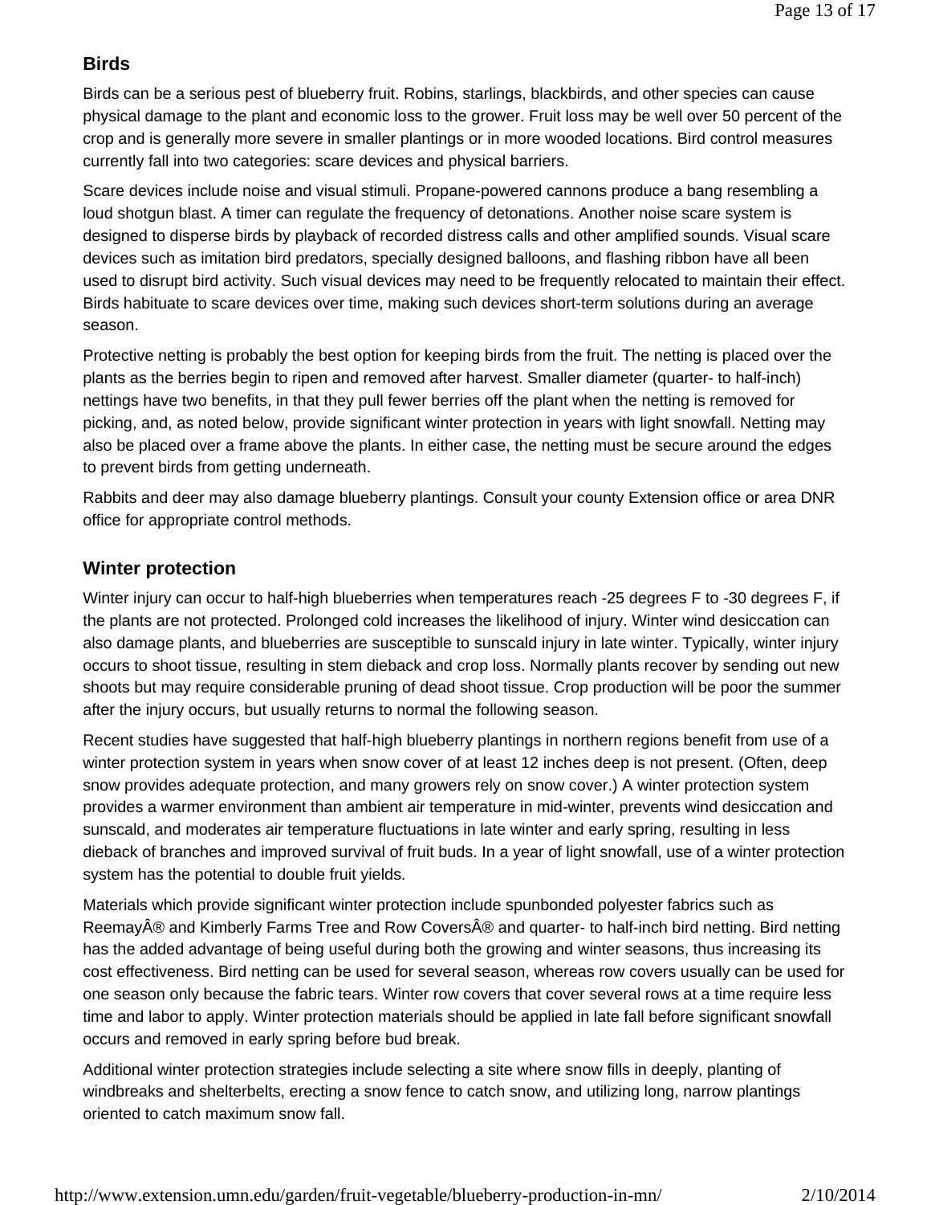## Birds

Birds can be a serious pest of blueberry fruit. Robins, starlings, blackbirds, and other species can cause physical damage to the plant and economic loss to the grower. Fruit loss may be well over 50 percent of the crop and is generally more severe in smaller plantings or in more wooded locations. Bird control measures currently fall into two categories: scare devices and physical barriers.

Scare devices include noise and visual stimuli. Propane-powered cannons produce a bang resembling a loud shotgun blast. A timer can regulate the frequency of detonations. Another noise scare system is designed to disperse birds by playback of recorded distress calls and other amplified sounds. Visual scare devices such as imitation bird predators, specially designed balloons, and flashing ribbon have all been used to disrupt bird activity. Such visual devices may need to be frequently relocated to maintain their effect. Birds habituate to scare devices over time, making such devices short-term solutions during an average season.

Protective netting is probably the best option for keeping birds from the fruit. The netting is placed over the plants as the berries begin to ripen and removed after harvest. Smaller diameter (quarter- to half-inch) nettings have two benefits, in that they pull fewer berries off the plant when the netting is removed for picking, and, as noted below, provide significant winter protection in years with light snowfall. Netting may also be placed over a frame above the plants. In either case, the netting must be secure around the edges to prevent birds from getting underneath.

Rabbits and deer may also damage blueberry plantings. Consult your county Extension office or area DNR office for appropriate control methods.

## Winter protection

Winter injury can occur to half-high blueberries when temperatures reach -25 degrees F to -30 degrees F, if the plants are not protected. Prolonged cold increases the likelihood of injury. Winter wind desiccation can also damage plants, and blueberries are susceptible to sunscald injury in late winter. Typically, winter injury occurs to shoot tissue, resulting in stem dieback and crop loss. Normally plants recover by sending out new shoots but may require considerable pruning of dead shoot tissue. Crop production will be poor the summer after the injury occurs, but usually returns to normal the following season.

Recent studies have suggested that half-high blueberry plantings in northern regions benefit from use of a winter protection system in years when snow cover of at least 12 inches deep is not present. (Often, deep snow provides adequate protection, and many growers rely on snow cover.) A winter protection system provides a warmer environment than ambient air temperature in mid-winter, prevents wind desiccation and sunscald, and moderates air temperature fluctuations in late winter and early spring, resulting in less dieback of branches and improved survival of fruit buds. In a year of light snowfall, use of a winter protection system has the potential to double fruit yields.

Materials which provide significant winter protection include spunbonded polyester fabrics such as ReemayÂ® and Kimberly Farms Tree and Row CoversÂ® and quarter- to half-inch bird netting. Bird netting has the added advantage of being useful during both the growing and winter seasons, thus increasing its cost effectiveness. Bird netting can be used for several season, whereas row covers usually can be used for one season only because the fabric tears. Winter row covers that cover several rows at a time require less time and labor to apply. Winter protection materials should be applied in late fall before significant snowfall occurs and removed in early spring before bud break.

Additional winter protection strategies include selecting a site where snow fills in deeply, planting of windbreaks and shelterbelts, erecting a snow fence to catch snow, and utilizing long, narrow plantings oriented to catch maximum snow fall.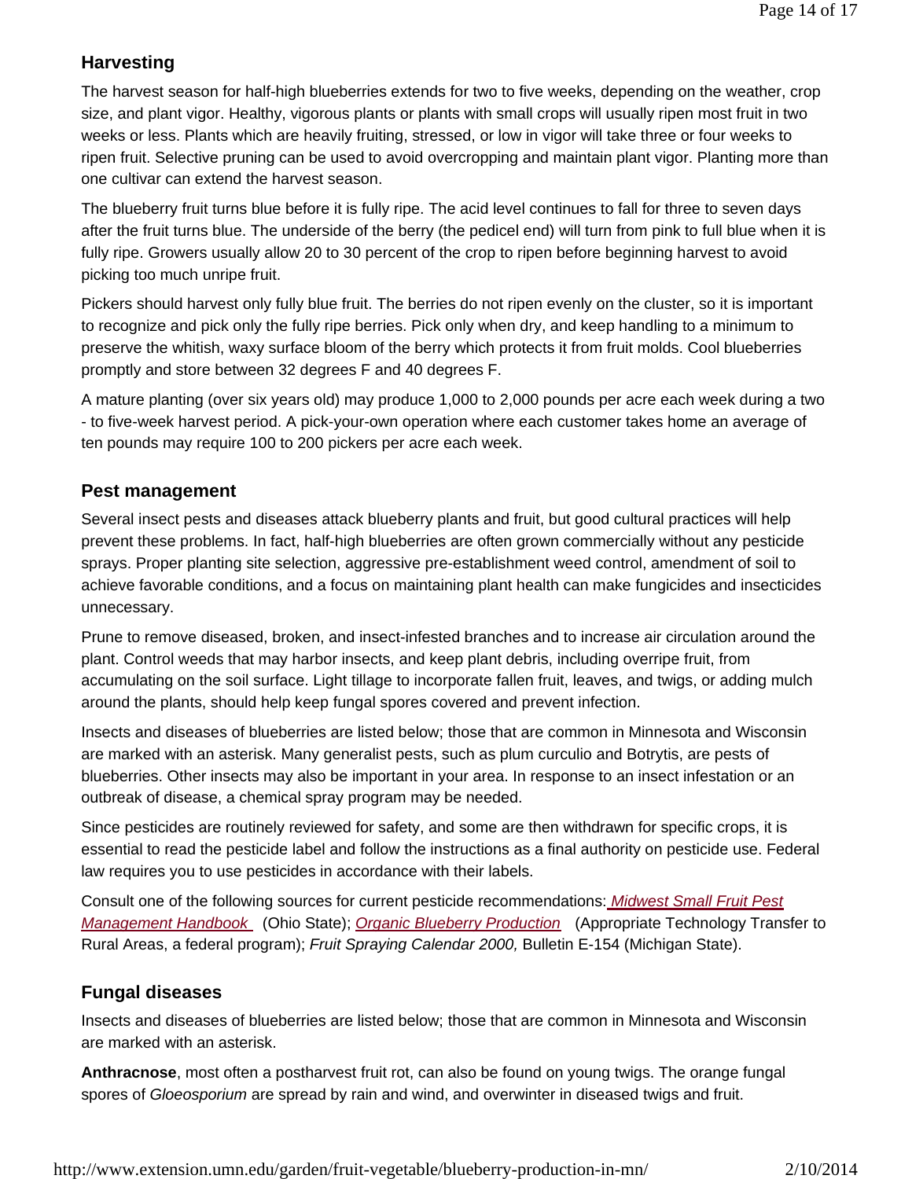## Harvesting

The harvest season for half-high blueberries extends for two to five weeks, depending on the weather, crop size, and plant vigor. Healthy, vigorous plants or plants with small crops will usually ripen most fruit in two weeks or less. Plants which are heavily fruiting, stressed, or low in vigor will take three or four weeks to ripen fruit. Selective pruning can be used to avoid overcropping and maintain plant vigor. Planting more than one cultivar can extend the harvest season.

The blueberry fruit turns blue before it is fully ripe. The acid level continues to fall for three to seven days after the fruit turns blue. The underside of the berry (the pedicel end) will turn from pink to full blue when it is fully ripe. Growers usually allow 20 to 30 percent of the crop to ripen before beginning harvest to avoid picking too much unripe fruit.

Pickers should harvest only fully blue fruit. The berries do not ripen evenly on the cluster, so it is important to recognize and pick only the fully ripe berries. Pick only when dry, and keep handling to a minimum to preserve the whitish, waxy surface bloom of the berry which protects it from fruit molds. Cool blueberries promptly and store between 32 degrees F and 40 degrees F.

A mature planting (over six years old) may produce 1,000 to 2,000 pounds per acre each week during a two - to five-week harvest period. A pick-your-own operation where each customer takes home an average of ten pounds may require 100 to 200 pickers per acre each week.

## Pest management

Several insect pests and diseases attack blueberry plants and fruit, but good cultural practices will help prevent these problems. In fact, half-high blueberries are often grown commercially without any pesticide sprays. Proper planting site selection, aggressive pre-establishment weed control, amendment of soil to achieve favorable conditions, and a focus on maintaining plant health can make fungicides and insecticides unnecessary.

Prune to remove diseased, broken, and insect-infested branches and to increase air circulation around the plant. Control weeds that may harbor insects, and keep plant debris, including overripe fruit, from accumulating on the soil surface. Light tillage to incorporate fallen fruit, leaves, and twigs, or adding mulch around the plants, should help keep fungal spores covered and prevent infection.

Insects and diseases of blueberries are listed below; those that are common in Minnesota and Wisconsin are marked with an asterisk. Many generalist pests, such as plum curculio and Botrytis, are pests of blueberries. Other insects may also be important in your area. In response to an insect infestation or an outbreak of disease, a chemical spray program may be needed.

Since pesticides are routinely reviewed for safety, and some are then withdrawn for specific crops, it is essential to read the pesticide label and follow the instructions as a final authority on pesticide use. Federal law requires you to use pesticides in accordance with their labels.

Consult one of the following sources for current pesticide recommendations: *Midwest Small Fruit Pest Management Handbook* (Ohio State); *Organic Blueberry Production* (Appropriate Technology Transfer to Rural Areas, a federal program); *Fruit Spraying Calendar 2000,* Bulletin E-154 (Michigan State).

## Fungal diseases

Insects and diseases of blueberries are listed below; those that are common in Minnesota and Wisconsin are marked with an asterisk.

**Anthracnose**, most often a postharvest fruit rot, can also be found on young twigs. The orange fungal spores of *Gloeosporium* are spread by rain and wind, and overwinter in diseased twigs and fruit.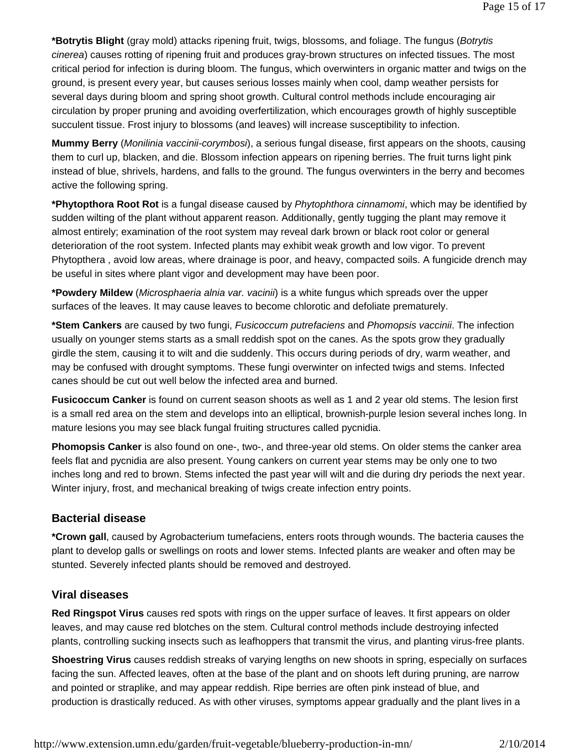**\*Botrytis Blight** (gray mold) attacks ripening fruit, twigs, blossoms, and foliage. The fungus (*Botrytis cinerea*) causes rotting of ripening fruit and produces gray-brown structures on infected tissues. The most critical period for infection is during bloom. The fungus, which overwinters in organic matter and twigs on the ground, is present every year, but causes serious losses mainly when cool, damp weather persists for several days during bloom and spring shoot growth. Cultural control methods include encouraging air circulation by proper pruning and avoiding overfertilization, which encourages growth of highly susceptible succulent tissue. Frost injury to blossoms (and leaves) will increase susceptibility to infection.

**Mummy Berry** (*Monilinia vaccinii-corymbosi*), a serious fungal disease, first appears on the shoots, causing them to curl up, blacken, and die. Blossom infection appears on ripening berries. The fruit turns light pink instead of blue, shrivels, hardens, and falls to the ground. The fungus overwinters in the berry and becomes active the following spring.

**\*Phytopthora Root Rot** is a fungal disease caused by *Phytophthora cinnamomi*, which may be identified by sudden wilting of the plant without apparent reason. Additionally, gently tugging the plant may remove it almost entirely; examination of the root system may reveal dark brown or black root color or general deterioration of the root system. Infected plants may exhibit weak growth and low vigor. To prevent Phytopthera , avoid low areas, where drainage is poor, and heavy, compacted soils. A fungicide drench may be useful in sites where plant vigor and development may have been poor.

**\*Powdery Mildew** (*Microsphaeria alnia var. vacinii*) is a white fungus which spreads over the upper surfaces of the leaves. It may cause leaves to become chlorotic and defoliate prematurely.

**\*Stem Cankers** are caused by two fungi, *Fusicoccum putrefaciens* and *Phomopsis vaccinii*. The infection usually on younger stems starts as a small reddish spot on the canes. As the spots grow they gradually girdle the stem, causing it to wilt and die suddenly. This occurs during periods of dry, warm weather, and may be confused with drought symptoms. These fungi overwinter on infected twigs and stems. Infected canes should be cut out well below the infected area and burned.

**Fusicoccum Canker** is found on current season shoots as well as 1 and 2 year old stems. The lesion first is a small red area on the stem and develops into an elliptical, brownish-purple lesion several inches long. In mature lesions you may see black fungal fruiting structures called pycnidia.

**Phomopsis Canker** is also found on one-, two-, and three-year old stems. On older stems the canker area feels flat and pycnidia are also present. Young cankers on current year stems may be only one to two inches long and red to brown. Stems infected the past year will wilt and die during dry periods the next year. Winter injury, frost, and mechanical breaking of twigs create infection entry points.

## Bacterial disease

**\*Crown gall**, caused by Agrobacterium tumefaciens, enters roots through wounds. The bacteria causes the plant to develop galls or swellings on roots and lower stems. Infected plants are weaker and often may be stunted. Severely infected plants should be removed and destroyed.

## Viral diseases

**Red Ringspot Virus** causes red spots with rings on the upper surface of leaves. It first appears on older leaves, and may cause red blotches on the stem. Cultural control methods include destroying infected plants, controlling sucking insects such as leafhoppers that transmit the virus, and planting virus-free plants.

**Shoestring Virus** causes reddish streaks of varying lengths on new shoots in spring, especially on surfaces facing the sun. Affected leaves, often at the base of the plant and on shoots left during pruning, are narrow and pointed or straplike, and may appear reddish. Ripe berries are often pink instead of blue, and production is drastically reduced. As with other viruses, symptoms appear gradually and the plant lives in a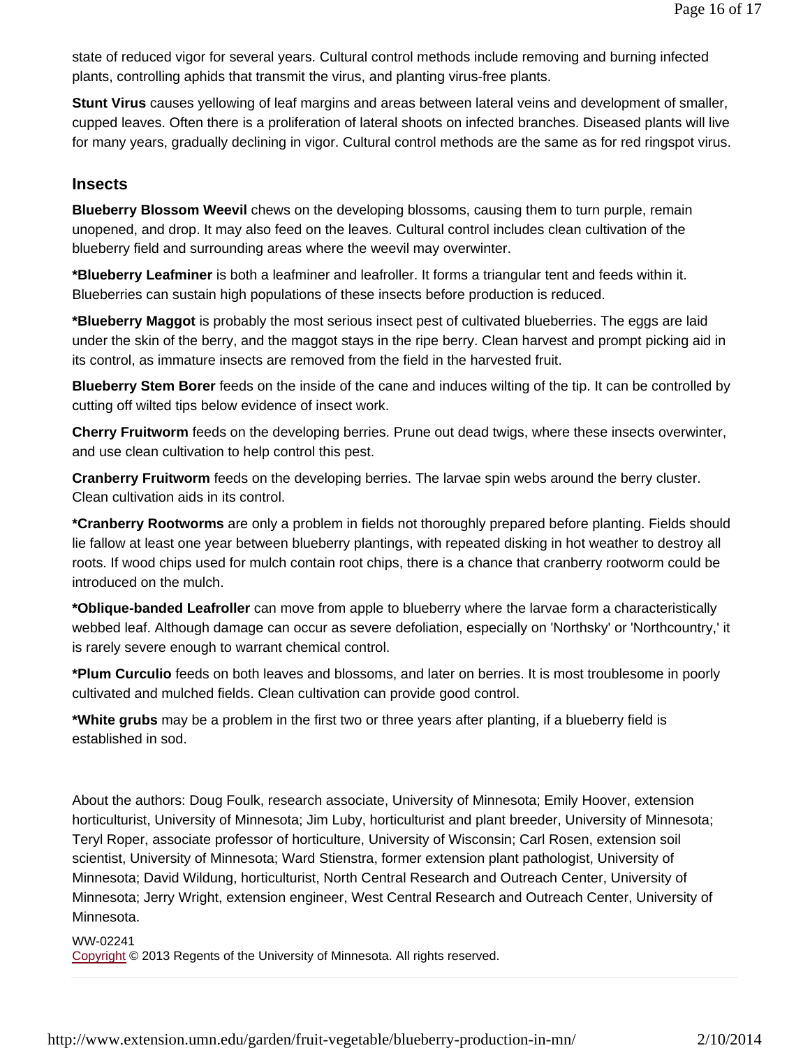state of reduced vigor for several years. Cultural control methods include removing and burning infected plants, controlling aphids that transmit the virus, and planting virus-free plants.

**Stunt Virus** causes yellowing of leaf margins and areas between lateral veins and development of smaller, cupped leaves. Often there is a proliferation of lateral shoots on infected branches. Diseased plants will live for many years, gradually declining in vigor. Cultural control methods are the same as for red ringspot virus.

## Insects

**Blueberry Blossom Weevil** chews on the developing blossoms, causing them to turn purple, remain unopened, and drop. It may also feed on the leaves. Cultural control includes clean cultivation of the blueberry field and surrounding areas where the weevil may overwinter.

**\*Blueberry Leafminer** is both a leafminer and leafroller. It forms a triangular tent and feeds within it. Blueberries can sustain high populations of these insects before production is reduced.

**\*Blueberry Maggot** is probably the most serious insect pest of cultivated blueberries. The eggs are laid under the skin of the berry, and the maggot stays in the ripe berry. Clean harvest and prompt picking aid in its control, as immature insects are removed from the field in the harvested fruit.

**Blueberry Stem Borer** feeds on the inside of the cane and induces wilting of the tip. It can be controlled by cutting off wilted tips below evidence of insect work.

**Cherry Fruitworm** feeds on the developing berries. Prune out dead twigs, where these insects overwinter, and use clean cultivation to help control this pest.

**Cranberry Fruitworm** feeds on the developing berries. The larvae spin webs around the berry cluster. Clean cultivation aids in its control.

**\*Cranberry Rootworms** are only a problem in fields not thoroughly prepared before planting. Fields should lie fallow at least one year between blueberry plantings, with repeated disking in hot weather to destroy all roots. If wood chips used for mulch contain root chips, there is a chance that cranberry rootworm could be introduced on the mulch.

**\*Oblique-banded Leafroller** can move from apple to blueberry where the larvae form a characteristically webbed leaf. Although damage can occur as severe defoliation, especially on 'Northsky' or 'Northcountry,' it is rarely severe enough to warrant chemical control.

**\*Plum Curculio** feeds on both leaves and blossoms, and later on berries. It is most troublesome in poorly cultivated and mulched fields. Clean cultivation can provide good control.

**\*White grubs** may be a problem in the first two or three years after planting, if a blueberry field is established in sod.

About the authors: Doug Foulk, research associate, University of Minnesota; Emily Hoover, extension horticulturist, University of Minnesota; Jim Luby, horticulturist and plant breeder, University of Minnesota; Teryl Roper, associate professor of horticulture, University of Wisconsin; Carl Rosen, extension soil scientist, University of Minnesota; Ward Stienstra, former extension plant pathologist, University of Minnesota; David Wildung, horticulturist, North Central Research and Outreach Center, University of Minnesota; Jerry Wright, extension engineer, West Central Research and Outreach Center, University of Minnesota.

WW-02241
Copyright © 2013 Regents of the University of Minnesota. All rights reserved.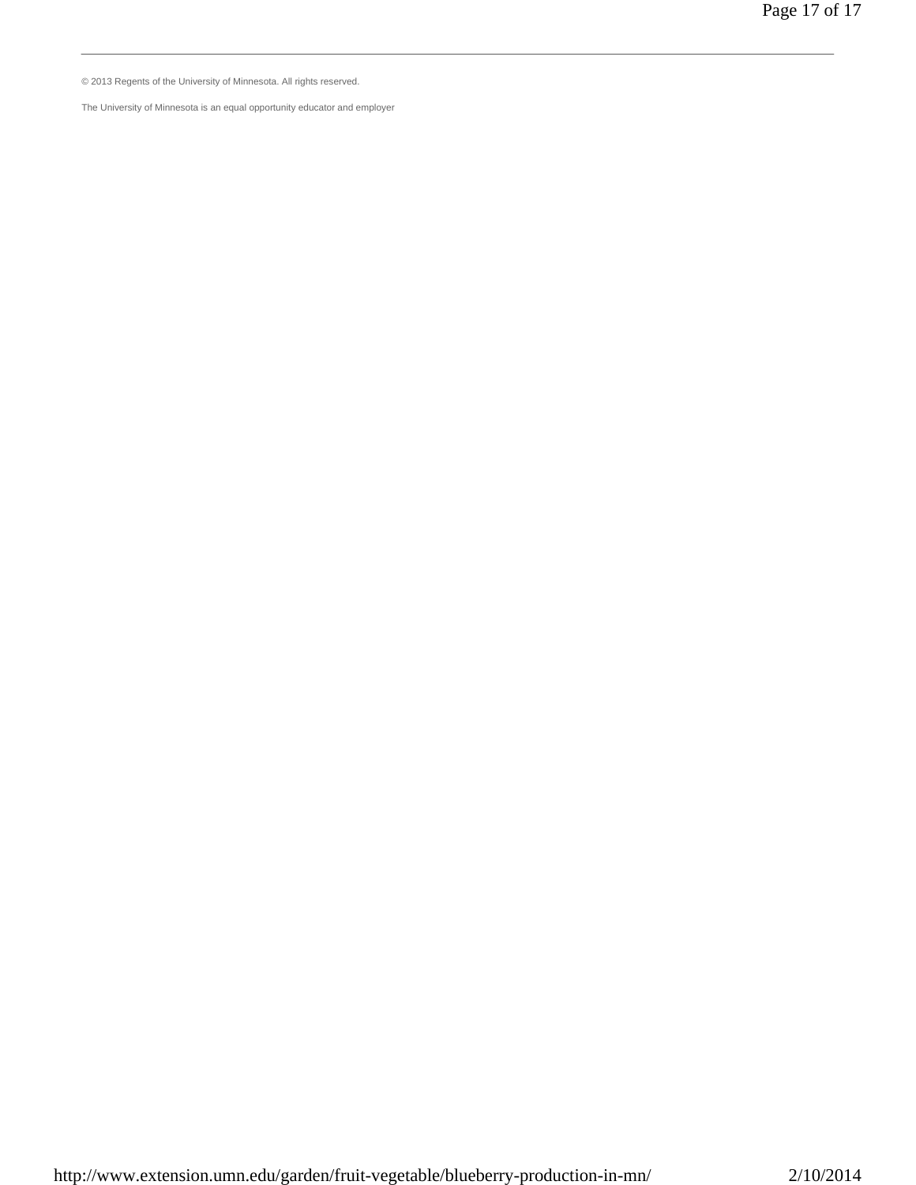© 2013 Regents of the University of Minnesota. All rights reserved.

The University of Minnesota is an equal opportunity educator and employer